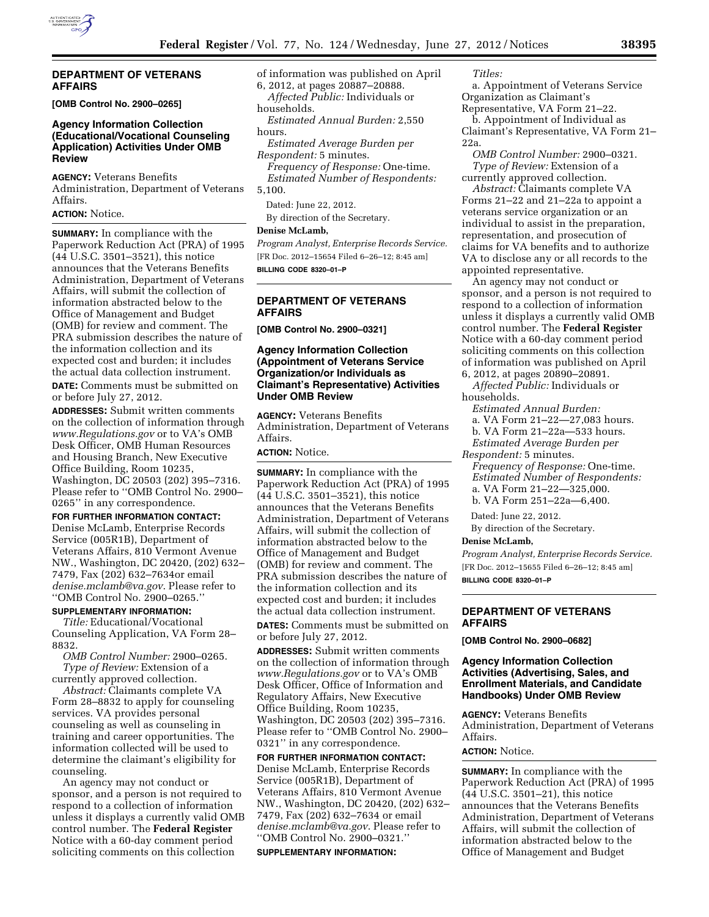## DEPARTMENT OF VETERANS AFFAIRS

**[OMB Control No. 2900–0265]**

### Agency Information Collection (Educational/Vocational Counseling Application) Activities Under OMB Review

**AGENCY:** Veterans Benefits Administration, Department of Veterans Affairs.

**ACTION:** Notice.

**SUMMARY:** In compliance with the Paperwork Reduction Act (PRA) of 1995 (44 U.S.C. 3501–3521), this notice announces that the Veterans Benefits Administration, Department of Veterans Affairs, will submit the collection of information abstracted below to the Office of Management and Budget (OMB) for review and comment. The PRA submission describes the nature of the information collection and its expected cost and burden; it includes the actual data collection instrument.

**DATE:** Comments must be submitted on or before July 27, 2012.

**ADDRESSES:** Submit written comments on the collection of information through *www.Regulations.gov* or to VA's OMB Desk Officer, OMB Human Resources and Housing Branch, New Executive Office Building, Room 10235, Washington, DC 20503 (202) 395–7316. Please refer to ''OMB Control No. 2900–0265'' in any correspondence.

**FOR FURTHER INFORMATION CONTACT:** Denise McLamb, Enterprise Records Service (005R1B), Department of Veterans Affairs, 810 Vermont Avenue NW., Washington, DC 20420, (202) 632–7479, Fax (202) 632–7634or email *denise.mclamb@va.gov*. Please refer to ''OMB Control No. 2900–0265.''

**SUPPLEMENTARY INFORMATION:**

*Title:* Educational/Vocational Counseling Application, VA Form 28–8832.

*OMB Control Number:* 2900–0265.

*Type of Review:* Extension of a currently approved collection.

*Abstract:* Claimants complete VA Form 28–8832 to apply for counseling services. VA provides personal counseling as well as counseling in training and career opportunities. The information collected will be used to determine the claimant's eligibility for counseling.

An agency may not conduct or sponsor, and a person is not required to respond to a collection of information unless it displays a currently valid OMB control number. The **Federal Register** Notice with a 60-day comment period soliciting comments on this collection of information was published on April 6, 2012, at pages 20887–20888.

*Affected Public:* Individuals or households.

*Estimated Annual Burden:* 2,550 hours.

*Estimated Average Burden per Respondent:* 5 minutes.

*Frequency of Response:* One-time.

*Estimated Number of Respondents:* 5,100.

Dated: June 22, 2012.

By direction of the Secretary.

**Denise McLamb,**

*Program Analyst, Enterprise Records Service.*

[FR Doc. 2012–15654 Filed 6–26–12; 8:45 am]

**BILLING CODE 8320–01–P**

---

## DEPARTMENT OF VETERANS AFFAIRS

**[OMB Control No. 2900–0321]**

### Agency Information Collection (Appointment of Veterans Service Organization/or Individuals as Claimant's Representative) Activities Under OMB Review

**AGENCY:** Veterans Benefits Administration, Department of Veterans Affairs.

**ACTION:** Notice.

**SUMMARY:** In compliance with the Paperwork Reduction Act (PRA) of 1995 (44 U.S.C. 3501–3521), this notice announces that the Veterans Benefits Administration, Department of Veterans Affairs, will submit the collection of information abstracted below to the Office of Management and Budget (OMB) for review and comment. The PRA submission describes the nature of the information collection and its expected cost and burden; it includes the actual data collection instrument.

**DATES:** Comments must be submitted on or before July 27, 2012.

**ADDRESSES:** Submit written comments on the collection of information through *www.Regulations.gov* or to VA's OMB Desk Officer, Office of Information and Regulatory Affairs, New Executive Office Building, Room 10235, Washington, DC 20503 (202) 395–7316. Please refer to ''OMB Control No. 2900–0321'' in any correspondence.

**FOR FURTHER INFORMATION CONTACT:** Denise McLamb, Enterprise Records Service (005R1B), Department of Veterans Affairs, 810 Vermont Avenue NW., Washington, DC 20420, (202) 632–7479, Fax (202) 632–7634 or email *denise.mclamb@va.gov*. Please refer to ''OMB Control No. 2900–0321.''

**SUPPLEMENTARY INFORMATION:**

*Titles:*

a. Appointment of Veterans Service Organization as Claimant's Representative, VA Form 21–22.

b. Appointment of Individual as Claimant's Representative, VA Form 21–22a.

*OMB Control Number:* 2900–0321.

*Type of Review:* Extension of a currently approved collection.

*Abstract:* Claimants complete VA Forms 21–22 and 21–22a to appoint a veterans service organization or an individual to assist in the preparation, representation, and prosecution of claims for VA benefits and to authorize VA to disclose any or all records to the appointed representative.

An agency may not conduct or sponsor, and a person is not required to respond to a collection of information unless it displays a currently valid OMB control number. The **Federal Register** Notice with a 60-day comment period soliciting comments on this collection of information was published on April 6, 2012, at pages 20890–20891.

*Affected Public:* Individuals or households.

*Estimated Annual Burden:*

a. VA Form 21–22—27,083 hours.

b. VA Form 21–22a—533 hours.

*Estimated Average Burden per Respondent:* 5 minutes.

*Frequency of Response:* One-time.

*Estimated Number of Respondents:*

a. VA Form 21–22—325,000.

b. VA Form 251–22a—6,400.

Dated: June 22, 2012.

By direction of the Secretary.

**Denise McLamb,**

*Program Analyst, Enterprise Records Service.*

[FR Doc. 2012–15655 Filed 6–26–12; 8:45 am]

**BILLING CODE 8320–01–P**

---

## DEPARTMENT OF VETERANS AFFAIRS

**[OMB Control No. 2900–0682]**

### Agency Information Collection Activities (Advertising, Sales, and Enrollment Materials, and Candidate Handbooks) Under OMB Review

**AGENCY:** Veterans Benefits Administration, Department of Veterans Affairs.

**ACTION:** Notice.

**SUMMARY:** In compliance with the Paperwork Reduction Act (PRA) of 1995 (44 U.S.C. 3501–21), this notice announces that the Veterans Benefits Administration, Department of Veterans Affairs, will submit the collection of information abstracted below to the Office of Management and Budget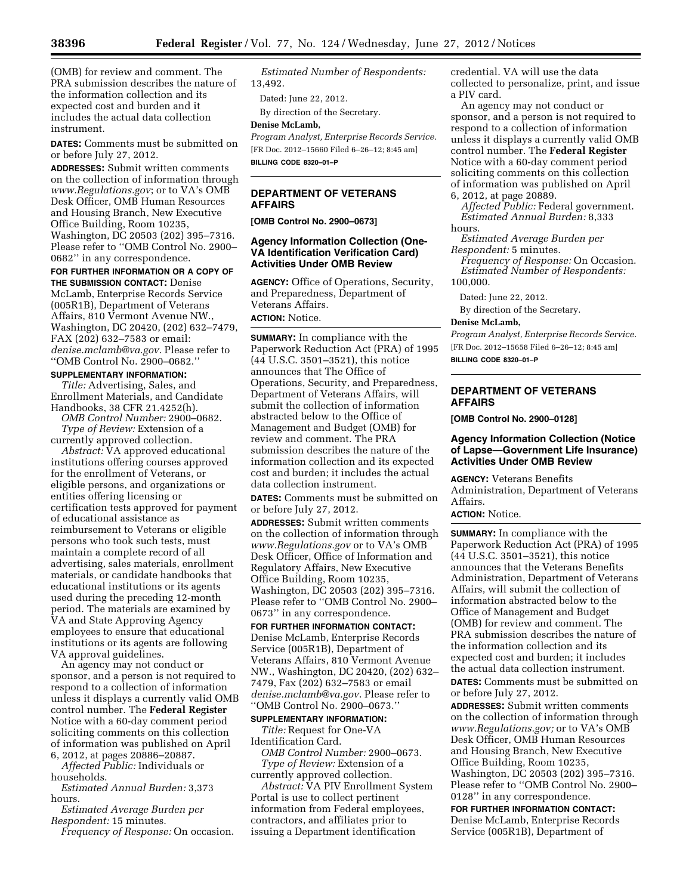(OMB) for review and comment. The PRA submission describes the nature of the information collection and its expected cost and burden and it includes the actual data collection instrument.

**DATES:** Comments must be submitted on or before July 27, 2012.

**ADDRESSES:** Submit written comments on the collection of information through *www.Regulations.gov*; or to VA's OMB Desk Officer, OMB Human Resources and Housing Branch, New Executive Office Building, Room 10235, Washington, DC 20503 (202) 395–7316. Please refer to ''OMB Control No. 2900–0682'' in any correspondence.

**FOR FURTHER INFORMATION OR A COPY OF THE SUBMISSION CONTACT:** Denise McLamb, Enterprise Records Service (005R1B), Department of Veterans Affairs, 810 Vermont Avenue NW., Washington, DC 20420, (202) 632–7479, FAX (202) 632–7583 or email: *denise.mclamb@va.gov.* Please refer to ''OMB Control No. 2900–0682.''

**SUPPLEMENTARY INFORMATION:**

*Title:* Advertising, Sales, and Enrollment Materials, and Candidate Handbooks, 38 CFR 21.4252(h).

*OMB Control Number:* 2900–0682.

*Type of Review:* Extension of a currently approved collection.

*Abstract:* VA approved educational institutions offering courses approved for the enrollment of Veterans, or eligible persons, and organizations or entities offering licensing or certification tests approved for payment of educational assistance as reimbursement to Veterans or eligible persons who took such tests, must maintain a complete record of all advertising, sales materials, enrollment materials, or candidate handbooks that educational institutions or its agents used during the preceding 12-month period. The materials are examined by VA and State Approving Agency employees to ensure that educational institutions or its agents are following VA approval guidelines.

An agency may not conduct or sponsor, and a person is not required to respond to a collection of information unless it displays a currently valid OMB control number. The **Federal Register** Notice with a 60-day comment period soliciting comments on this collection of information was published on April 6, 2012, at pages 20886–20887.

*Affected Public:* Individuals or households.

*Estimated Annual Burden:* 3,373 hours.

*Estimated Average Burden per Respondent:* 15 minutes.

*Frequency of Response:* On occasion.

*Estimated Number of Respondents:* 13,492.

Dated: June 22, 2012.

By direction of the Secretary.

**Denise McLamb,**

*Program Analyst, Enterprise Records Service.*

[FR Doc. 2012–15660 Filed 6–26–12; 8:45 am]

**BILLING CODE 8320–01–P**

## DEPARTMENT OF VETERANS AFFAIRS

**[OMB Control No. 2900–0673]**

### Agency Information Collection (One-VA Identification Verification Card) Activities Under OMB Review

**AGENCY:** Office of Operations, Security, and Preparedness, Department of Veterans Affairs.

**ACTION:** Notice.

**SUMMARY:** In compliance with the Paperwork Reduction Act (PRA) of 1995 (44 U.S.C. 3501–3521), this notice announces that The Office of Operations, Security, and Preparedness, Department of Veterans Affairs, will submit the collection of information abstracted below to the Office of Management and Budget (OMB) for review and comment. The PRA submission describes the nature of the information collection and its expected cost and burden; it includes the actual data collection instrument.

**DATES:** Comments must be submitted on or before July 27, 2012.

**ADDRESSES:** Submit written comments on the collection of information through *www.Regulations.gov* or to VA's OMB Desk Officer, Office of Information and Regulatory Affairs, New Executive Office Building, Room 10235, Washington, DC 20503 (202) 395–7316. Please refer to ''OMB Control No. 2900–0673'' in any correspondence.

**FOR FURTHER INFORMATION CONTACT:** Denise McLamb, Enterprise Records Service (005R1B), Department of Veterans Affairs, 810 Vermont Avenue NW., Washington, DC 20420, (202) 632–7479, Fax (202) 632–7583 or email *denise.mclamb@va.gov.* Please refer to ''OMB Control No. 2900–0673.''

**SUPPLEMENTARY INFORMATION:**

*Title:* Request for One-VA Identification Card.

*OMB Control Number:* 2900–0673.

*Type of Review:* Extension of a currently approved collection.

*Abstract:* VA PIV Enrollment System Portal is use to collect pertinent information from Federal employees, contractors, and affiliates prior to issuing a Department identification credential. VA will use the data collected to personalize, print, and issue a PIV card.

An agency may not conduct or sponsor, and a person is not required to respond to a collection of information unless it displays a currently valid OMB control number. The **Federal Register** Notice with a 60-day comment period soliciting comments on this collection of information was published on April 6, 2012, at page 20889.

*Affected Public:* Federal government.

*Estimated Annual Burden:* 8,333 hours.

*Estimated Average Burden per Respondent:* 5 minutes.

*Frequency of Response:* On Occasion.

*Estimated Number of Respondents:* 100,000.

Dated: June 22, 2012.

By direction of the Secretary.

**Denise McLamb,**

*Program Analyst, Enterprise Records Service.*

[FR Doc. 2012–15658 Filed 6–26–12; 8:45 am]

**BILLING CODE 8320–01–P**

## DEPARTMENT OF VETERANS AFFAIRS

**[OMB Control No. 2900–0128]**

### Agency Information Collection (Notice of Lapse—Government Life Insurance) Activities Under OMB Review

**AGENCY:** Veterans Benefits Administration, Department of Veterans Affairs.

**ACTION:** Notice.

**SUMMARY:** In compliance with the Paperwork Reduction Act (PRA) of 1995 (44 U.S.C. 3501–3521), this notice announces that the Veterans Benefits Administration, Department of Veterans Affairs, will submit the collection of information abstracted below to the Office of Management and Budget (OMB) for review and comment. The PRA submission describes the nature of the information collection and its expected cost and burden; it includes the actual data collection instrument.

**DATES:** Comments must be submitted on or before July 27, 2012.

**ADDRESSES:** Submit written comments on the collection of information through *www.Regulations.gov;* or to VA's OMB Desk Officer, OMB Human Resources and Housing Branch, New Executive Office Building, Room 10235, Washington, DC 20503 (202) 395–7316. Please refer to ''OMB Control No. 2900–0128'' in any correspondence.

**FOR FURTHER INFORMATION CONTACT:** Denise McLamb, Enterprise Records Service (005R1B), Department of